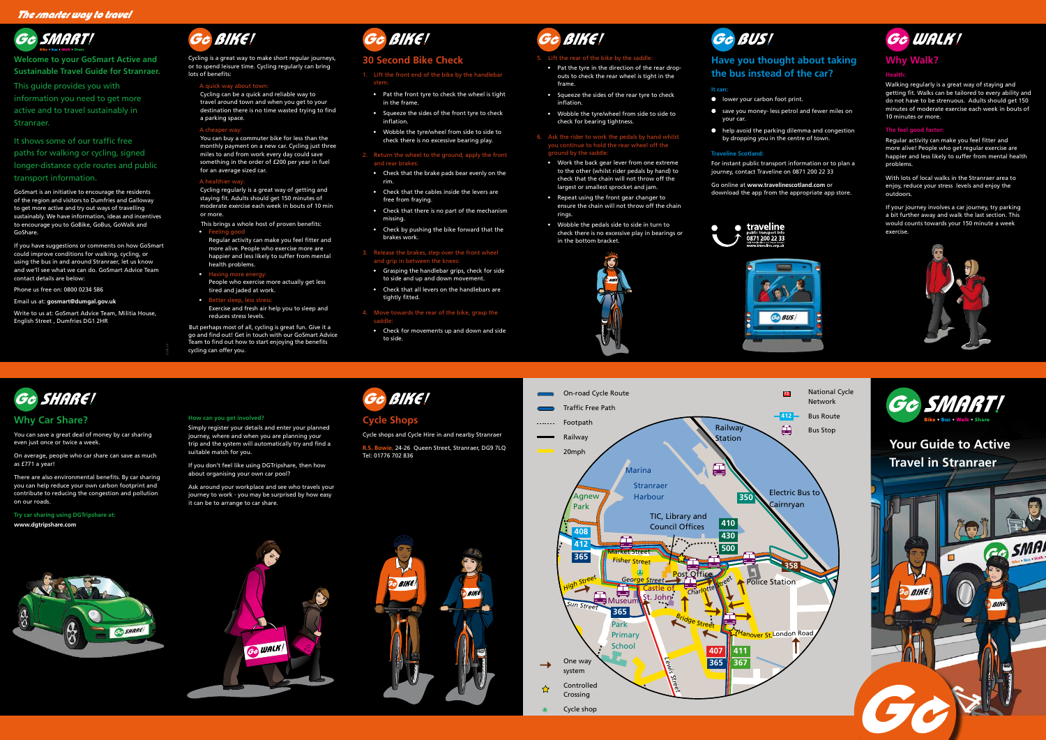The smarter way to travel

# Go SMART!

Bike • Bus • Walk • Share

**Welcome to your GoSmart Active and Sustainable Travel Guide for Stranraer.**

This guide provides you with information you need to get more active and to travel sustainably in Stranraer.

It shows some of our traffic free paths for walking or cycling, signed longer-distance cycle routes and public transport information.

GoSmart is an initiative to encourage the residents of the region and visitors to Dumfries and Galloway to get more active and try out ways of travelling sustainably. We have information, ideas and incentives to encourage you to GoBike, GoBus, GoWalk and GoShare.

If you have suggestions or comments on how GoSmart could improve conditions for walking, cycling, or using the bus in and around Stranraer, let us know and we'll see what we can do. GoSmart Advice Team contact details are below:

Phone us free on: 0800 0234 586

Email us at: **gosmart@dumgal.gov.uk**

Write to us at: GoSmart Advice Team, Militia House, English Street , Dumfries DG1 2HR

# Go BIKE!

Cycling is a great way to make short regular journeys, or to spend leisure time. Cycling regularly can bring lots of benefits:

A quick way about town:
Cycling can be a quick and reliable way to travel around town and when you get to your destination there is no time wasted trying to find a parking space.

A cheaper way:
You can buy a commuter bike for less than the monthly payment on a new car. Cycling just three miles to and from work every day could save something in the order of £200 per year in fuel for an average sized car.

A healthier way:
Cycling regularly is a great way of getting and staying fit. Adults should get 150 minutes of moderate exercise each week in bouts of 10 min or more.

This brings a whole host of proven benefits:

- Feeling good
  Regular activity can make you feel fitter and more alive. People who exercise more are happier and less likely to suffer from mental health problems.
- Having more energy:
  People who exercise more actually get less tired and jaded at work.
- Better sleep, less stress:
  Exercise and fresh air help you to sleep and reduces stress levels.

But perhaps most of all, cycling is great fun. Give it a go and find out! Get in touch with our GoSmart Advice Team to find out how to start enjoying the benefits cycling can offer you.

# Go BIKE!

## 30 Second Bike Check

1. Lift the front end of the bike by the handlebar stem:
   - Pat the front tyre to check the wheel is tight in the frame.
   - Squeeze the sides of the front tyre to check inflation.
   - Wobble the tyre/wheel from side to side to check there is no excessive bearing play.
2. Return the wheel to the ground, apply the front and rear brakes:
   - Check that the brake pads bear evenly on the rim.
   - Check that the cables inside the levers are free from fraying.
   - Check that there is no part of the mechanism missing.
   - Check by pushing the bike forward that the brakes work.
3. Release the brakes, step over the front wheel and grip in between the knees:
   - Grasping the handlebar grips, check for side to side and up and down movement.
   - Check that all levers on the handlebars are tightly fitted.
4. Move towards the rear of the bike, grasp the saddle:
   - Check for movements up and down and side to side.
5. Lift the rear of the bike by the saddle:
   - Pat the tyre in the direction of the rear drop-outs to check the rear wheel is tight in the frame.
   - Squeeze the sides of the rear tyre to check inflation.
   - Wobble the tyre/wheel from side to side to check for bearing tightness.
6. Ask the rider to work the pedals by hand whilst you continue to hold the rear wheel off the ground by the saddle:
   - Work the back gear lever from one extreme to the other (whilst rider pedals by hand) to check that the chain will not throw off the largest or smallest sprocket and jam.
   - Repeat using the front gear changer to ensure the chain will not throw off the chain rings.
   - Wobble the pedals side to side in turn to check there is no excessive play in bearings or in the bottom bracket.

# Go BUS!

## Have you thought about taking the bus instead of the car?

It can:

- lower your carbon foot print.
- save you money- less petrol and fewer miles on your car.
- help avoid the parking dilemma and congestion by dropping you in the centre of town.

Traveline Scotland:

For instant public transport information or to plan a journey, contact Traveline on 0871 200 22 33

Go online at **www.travelinescotland.com** or download the app from the appropriate app store.

traveline public transport info 0871 200 22 33 www.traveline.org.uk

# Go WALK!

## Why Walk?

Health:

Walking regularly is a great way of staying and getting fit. Walks can be tailored to every ability and do not have to be strenuous. Adults should get 150 minutes of moderate exercise each week in bouts of 10 minutes or more.

The feel good factor:

Regular activity can make you feel fitter and more alive! People who get regular exercise are happier and less likely to suffer from mental health problems.

With lots of local walks in the Stranraer area to enjoy, reduce your stress levels and enjoy the outdoors.

If your journey involves a car journey, try parking a bit further away and walk the last section. This would counts towards your 150 minute a week exercise.

# Go SHARE!

## Why Car Share?

You can save a great deal of money by car sharing even just once or twice a week.

On average, people who car share can save as much as £771 a year!

There are also environmental benefits. By car sharing you can help reduce your own carbon footprint and contribute to reducing the congestion and pollution on our roads.

Try car sharing using DGTripshare at:
**www.dgtripshare.com**

How can you get involved?

Simply register your details and enter your planned journey, where and when you are planning your trip and the system will automatically try and find a suitable match for you.

If you don't feel like using DGTripshare, then how about organising your own car pool?

Ask around your workplace and see who travels your journey to work - you may be surprised by how easy it can be to arrange to car share.

# Go BIKE!

## Cycle Shops

Cycle shops and Cycle Hire in and nearby Stranraer

R.S. Bowie, 24-26 Queen Street, Stranraer, DG9 7LQ Tel: 01776 702 836

On-road Cycle Route
Traffic Free Path
Footpath
Railway
20mph
National Cycle Network
Bus Route
Bus Stop
One way system
Controlled Crossing
Cycle shop

Railway Station, Marina, Stranraer Harbour, Agnew Park, TIC, Library and Council Offices, Electric Bus to Cairnryan, Market Street, Fisher Street, High Street, George Street, Post Office, Castle of St. John, Charlotte Street, Police Station, Museum, Sun Street, Park Primary School, Bridge Street, Hanover St, London Road, Lewis Street

408, 412, 365, 350, 410, 430, 500, 358, 365, 407, 411, 365, 367, 73

# Go SMART!

Bike • Bus • Walk • Share

## Your Guide to Active Travel in Stranraer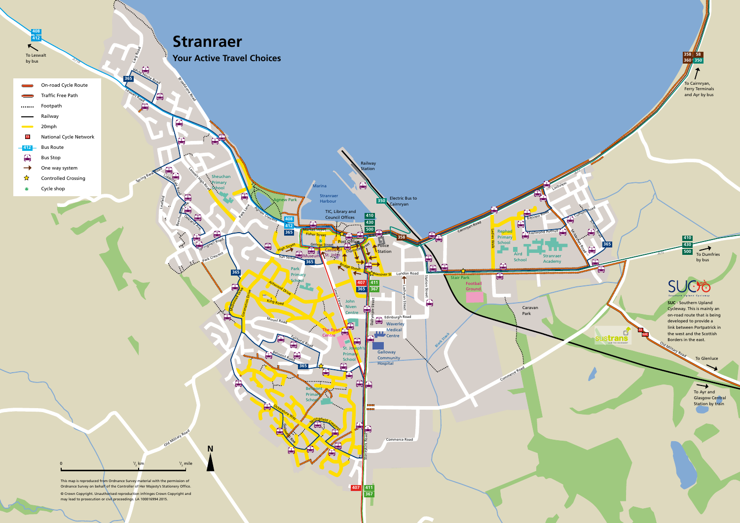# Stranraer

## Your Active Travel Choices

- On-road Cycle Route
- Traffic Free Path
- Footpath
- Railway
- 20mph
- National Cycle Network
- Bus Route
- Bus Stop
- One way system
- Controlled Crossing
- Cycle shop

To Leswalt by bus

To Cairnryan, Ferry Terminals and Ayr by bus

To Dumfries by bus

To Glenluce

To Ayr and Glasgow Central Station by train

Electric Bus to Cairnryan

**SUC** - Southern Upland Cycleway. This is mainly an on-road route that is being developed to provide a link between Portpatrick in the west and the Scottish Borders in the east.

0 ½ km ½ mile

This map is reproduced from Ordnance Survey material with the permission of Ordnance Survey on behalf of the Controller of Her Majesty's Stationery Office.

© Crown Copyright. Unauthorised reproduction infringes Crown Copyright and may lead to prosecution or civil proceedings. LA 100016994 2015.